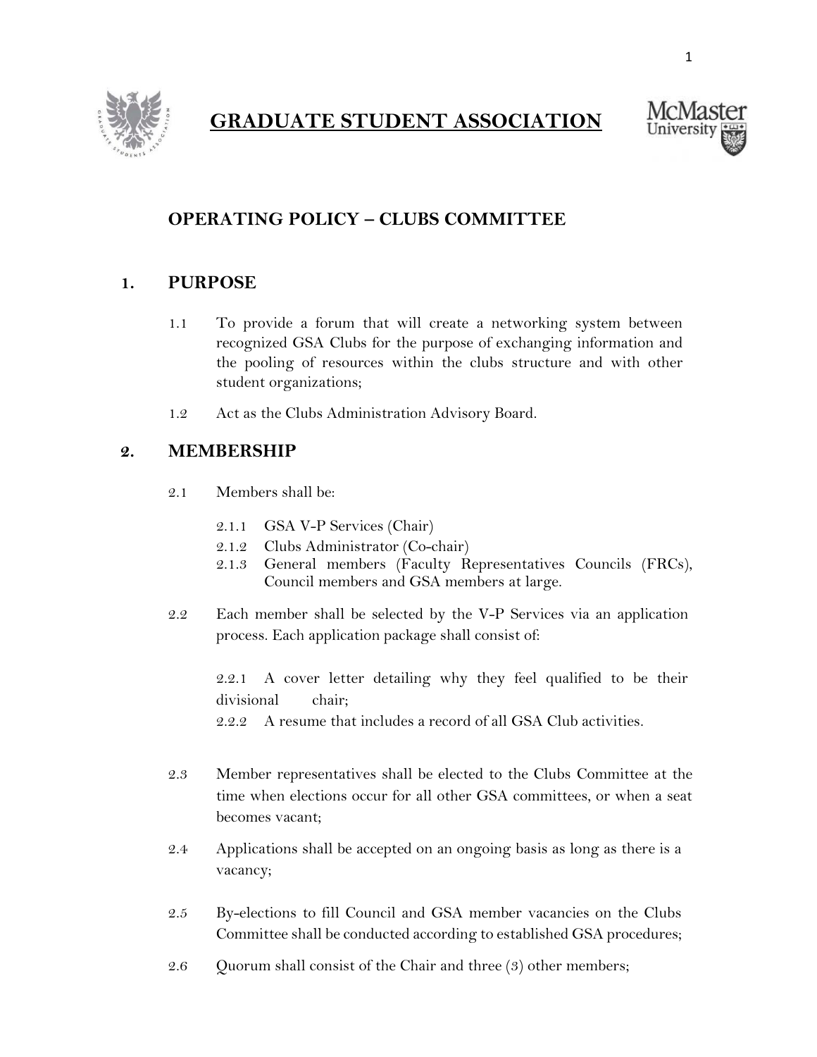# GRADUATE STUDENT ASSOCIATION

## OPERATING POLICY – CLUBS COMMITTEE

## 1. PURPOSE

1.1 To provide a forum that will create a networking system between recognized GSA Clubs for the purpose of exchanging information and the pooling of resources within the clubs structure and with other student organizations;

1.2 Act as the Clubs Administration Advisory Board.

## 2. MEMBERSHIP

2.1 Members shall be:

- 2.1.1 GSA V-P Services (Chair)
- 2.1.2 Clubs Administrator (Co-chair)
- 2.1.3 General members (Faculty Representatives Councils (FRCs), Council members and GSA members at large.

2.2 Each member shall be selected by the V-P Services via an application process. Each application package shall consist of:

- 2.2.1 A cover letter detailing why they feel qualified to be their divisional chair;
- 2.2.2 A resume that includes a record of all GSA Club activities.

2.3 Member representatives shall be elected to the Clubs Committee at the time when elections occur for all other GSA committees, or when a seat becomes vacant;

2.4 Applications shall be accepted on an ongoing basis as long as there is a vacancy;

2.5 By-elections to fill Council and GSA member vacancies on the Clubs Committee shall be conducted according to established GSA procedures;

2.6 Quorum shall consist of the Chair and three (3) other members;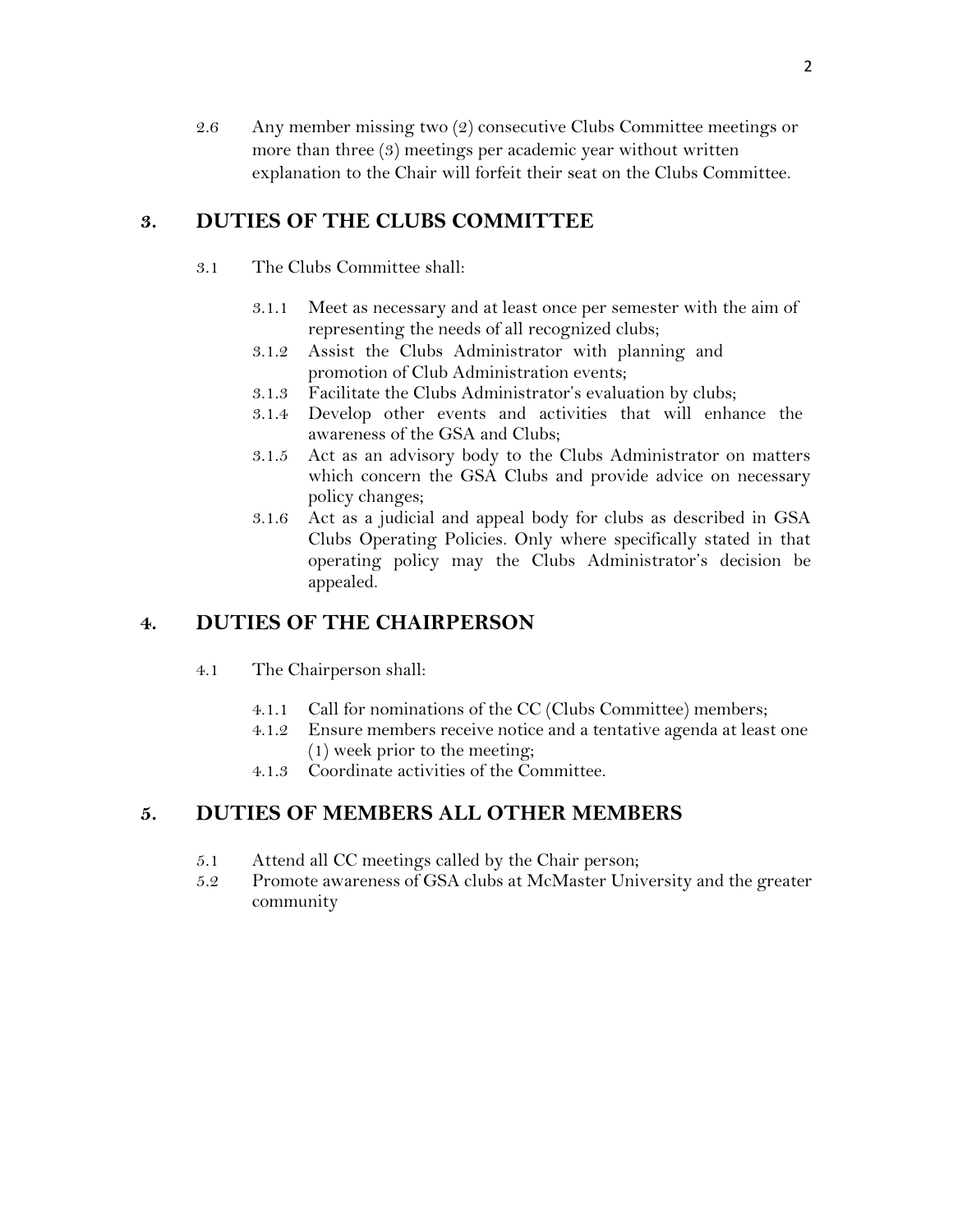2.6 Any member missing two (2) consecutive Clubs Committee meetings or more than three (3) meetings per academic year without written explanation to the Chair will forfeit their seat on the Clubs Committee.

## 3. DUTIES OF THE CLUBS COMMITTEE

3.1 The Clubs Committee shall:

3.1.1 Meet as necessary and at least once per semester with the aim of representing the needs of all recognized clubs;

3.1.2 Assist the Clubs Administrator with planning and promotion of Club Administration events;

3.1.3 Facilitate the Clubs Administrator's evaluation by clubs;

3.1.4 Develop other events and activities that will enhance the awareness of the GSA and Clubs;

3.1.5 Act as an advisory body to the Clubs Administrator on matters which concern the GSA Clubs and provide advice on necessary policy changes;

3.1.6 Act as a judicial and appeal body for clubs as described in GSA Clubs Operating Policies. Only where specifically stated in that operating policy may the Clubs Administrator's decision be appealed.

## 4. DUTIES OF THE CHAIRPERSON

4.1 The Chairperson shall:

4.1.1 Call for nominations of the CC (Clubs Committee) members;

4.1.2 Ensure members receive notice and a tentative agenda at least one (1) week prior to the meeting;

4.1.3 Coordinate activities of the Committee.

## 5. DUTIES OF MEMBERS ALL OTHER MEMBERS

5.1 Attend all CC meetings called by the Chair person;

5.2 Promote awareness of GSA clubs at McMaster University and the greater community